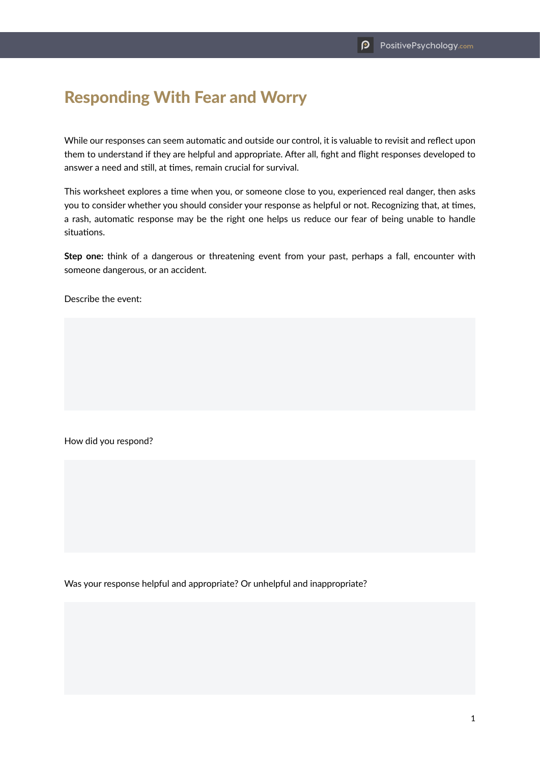# Responding With Fear and Worry

While our responses can seem automatic and outside our control, it is valuable to revisit and reflect upon them to understand if they are helpful and appropriate. After all, fight and flight responses developed to answer a need and still, at times, remain crucial for survival.

This worksheet explores a time when you, or someone close to you, experienced real danger, then asks you to consider whether you should consider your response as helpful or not. Recognizing that, at times, a rash, automatic response may be the right one helps us reduce our fear of being unable to handle situations.

**Step one:** think of a dangerous or threatening event from your past, perhaps a fall, encounter with someone dangerous, or an accident.

Describe the event:

How did you respond?

Was your response helpful and appropriate? Or unhelpful and inappropriate?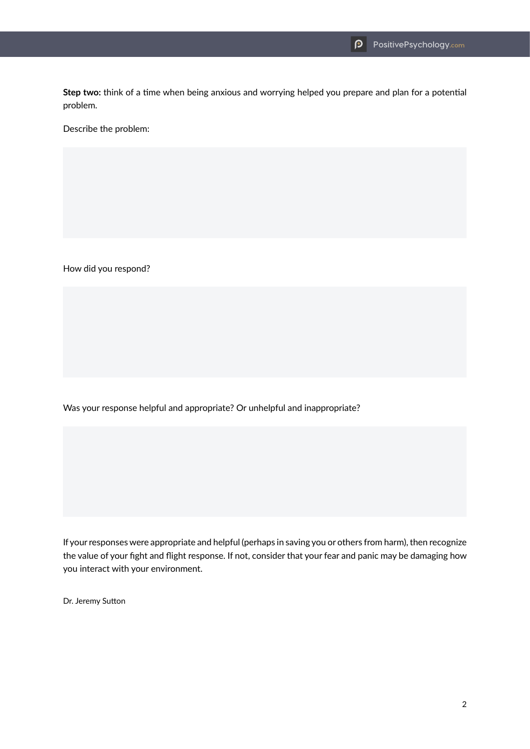**Step two:** think of a time when being anxious and worrying helped you prepare and plan for a potential problem.

Describe the problem:

How did you respond?

Was your response helpful and appropriate? Or unhelpful and inappropriate?

If your responses were appropriate and helpful (perhaps in saving you or others from harm), then recognize the value of your fight and flight response. If not, consider that your fear and panic may be damaging how you interact with your environment.

Dr. Jeremy Sutton